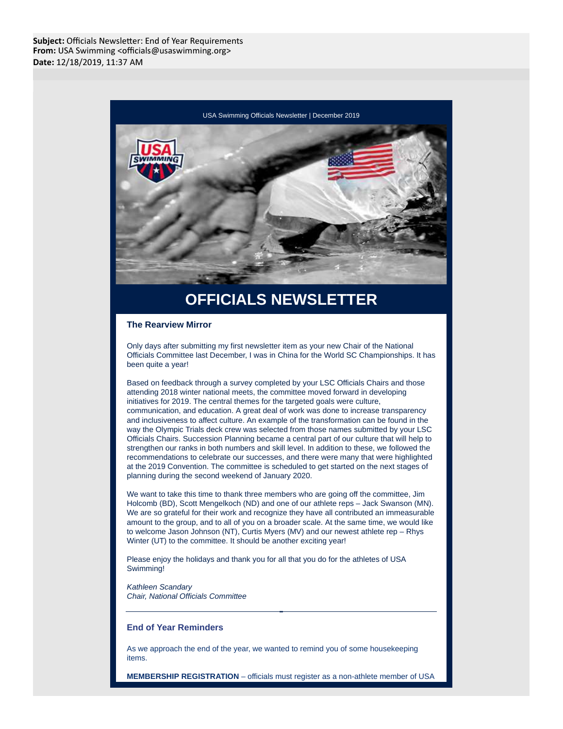**Subject:** Officials Newsletter: End of Year Requirements
**From:** USA Swimming <officials@usaswimming.org>
**Date:** 12/18/2019, 11:37 AM

USA Swimming Officials Newsletter | December 2019

# OFFICIALS NEWSLETTER

### The Rearview Mirror

Only days after submitting my first newsletter item as your new Chair of the National Officials Committee last December, I was in China for the World SC Championships. It has been quite a year!

Based on feedback through a survey completed by your LSC Officials Chairs and those attending 2018 winter national meets, the committee moved forward in developing initiatives for 2019. The central themes for the targeted goals were culture, communication, and education. A great deal of work was done to increase transparency and inclusiveness to affect culture. An example of the transformation can be found in the way the Olympic Trials deck crew was selected from those names submitted by your LSC Officials Chairs. Succession Planning became a central part of our culture that will help to strengthen our ranks in both numbers and skill level. In addition to these, we followed the recommendations to celebrate our successes, and there were many that were highlighted at the 2019 Convention. The committee is scheduled to get started on the next stages of planning during the second weekend of January 2020.

We want to take this time to thank three members who are going off the committee, Jim Holcomb (BD), Scott Mengelkoch (ND) and one of our athlete reps – Jack Swanson (MN). We are so grateful for their work and recognize they have all contributed an immeasurable amount to the group, and to all of you on a broader scale. At the same time, we would like to welcome Jason Johnson (NT), Curtis Myers (MV) and our newest athlete rep – Rhys Winter (UT) to the committee. It should be another exciting year!

Please enjoy the holidays and thank you for all that you do for the athletes of USA Swimming!

*Kathleen Scandary*
*Chair, National Officials Committee*

---

### End of Year Reminders

As we approach the end of the year, we wanted to remind you of some housekeeping items.

**MEMBERSHIP REGISTRATION** – officials must register as a non-athlete member of USA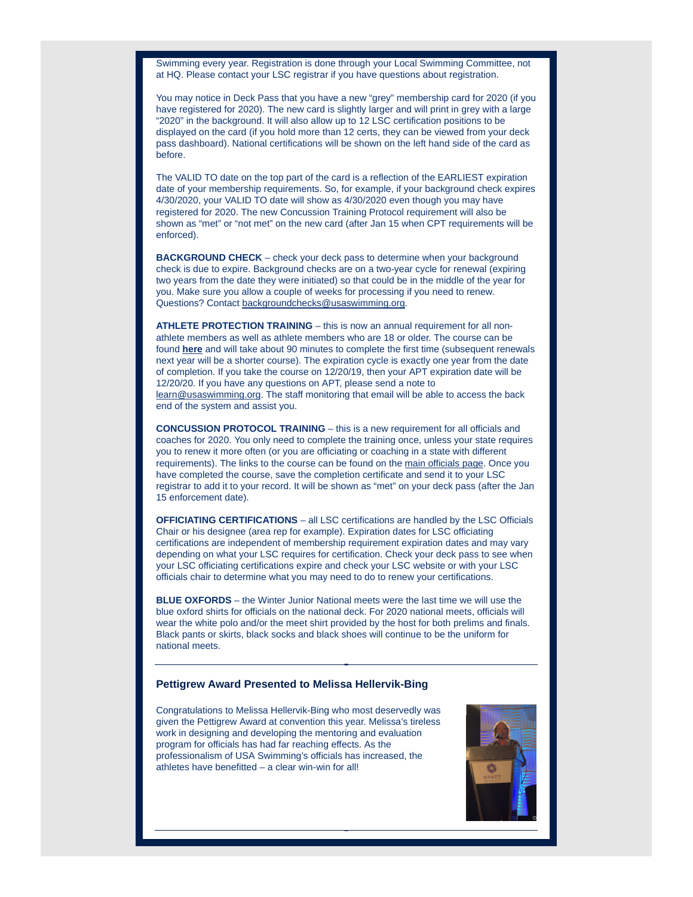Swimming every year. Registration is done through your Local Swimming Committee, not at HQ. Please contact your LSC registrar if you have questions about registration.

You may notice in Deck Pass that you have a new "grey" membership card for 2020 (if you have registered for 2020). The new card is slightly larger and will print in grey with a large "2020" in the background. It will also allow up to 12 LSC certification positions to be displayed on the card (if you hold more than 12 certs, they can be viewed from your deck pass dashboard). National certifications will be shown on the left hand side of the card as before.

The VALID TO date on the top part of the card is a reflection of the EARLIEST expiration date of your membership requirements. So, for example, if your background check expires 4/30/2020, your VALID TO date will show as 4/30/2020 even though you may have registered for 2020. The new Concussion Training Protocol requirement will also be shown as "met" or "not met" on the new card (after Jan 15 when CPT requirements will be enforced).

**BACKGROUND CHECK** – check your deck pass to determine when your background check is due to expire. Background checks are on a two-year cycle for renewal (expiring two years from the date they were initiated) so that could be in the middle of the year for you. Make sure you allow a couple of weeks for processing if you need to renew. Questions? Contact backgroundchecks@usaswimming.org.

**ATHLETE PROTECTION TRAINING** – this is now an annual requirement for all non-athlete members as well as athlete members who are 18 or older. The course can be found **here** and will take about 90 minutes to complete the first time (subsequent renewals next year will be a shorter course). The expiration cycle is exactly one year from the date of completion. If you take the course on 12/20/19, then your APT expiration date will be 12/20/20. If you have any questions on APT, please send a note to learn@usaswimming.org. The staff monitoring that email will be able to access the back end of the system and assist you.

**CONCUSSION PROTOCOL TRAINING** – this is a new requirement for all officials and coaches for 2020. You only need to complete the training once, unless your state requires you to renew it more often (or you are officiating or coaching in a state with different requirements). The links to the course can be found on the main officials page. Once you have completed the course, save the completion certificate and send it to your LSC registrar to add it to your record. It will be shown as "met" on your deck pass (after the Jan 15 enforcement date).

**OFFICIATING CERTIFICATIONS** – all LSC certifications are handled by the LSC Officials Chair or his designee (area rep for example). Expiration dates for LSC officiating certifications are independent of membership requirement expiration dates and may vary depending on what your LSC requires for certification. Check your deck pass to see when your LSC officiating certifications expire and check your LSC website or with your LSC officials chair to determine what you may need to do to renew your certifications.

**BLUE OXFORDS** – the Winter Junior National meets were the last time we will use the blue oxford shirts for officials on the national deck. For 2020 national meets, officials will wear the white polo and/or the meet shirt provided by the host for both prelims and finals. Black pants or skirts, black socks and black shoes will continue to be the uniform for national meets.

---

### Pettigrew Award Presented to Melissa Hellervik-Bing

Congratulations to Melissa Hellervik-Bing who most deservedly was given the Pettigrew Award at convention this year. Melissa's tireless work in designing and developing the mentoring and evaluation program for officials has had far reaching effects. As the professionalism of USA Swimming's officials has increased, the athletes have benefitted – a clear win-win for all!

---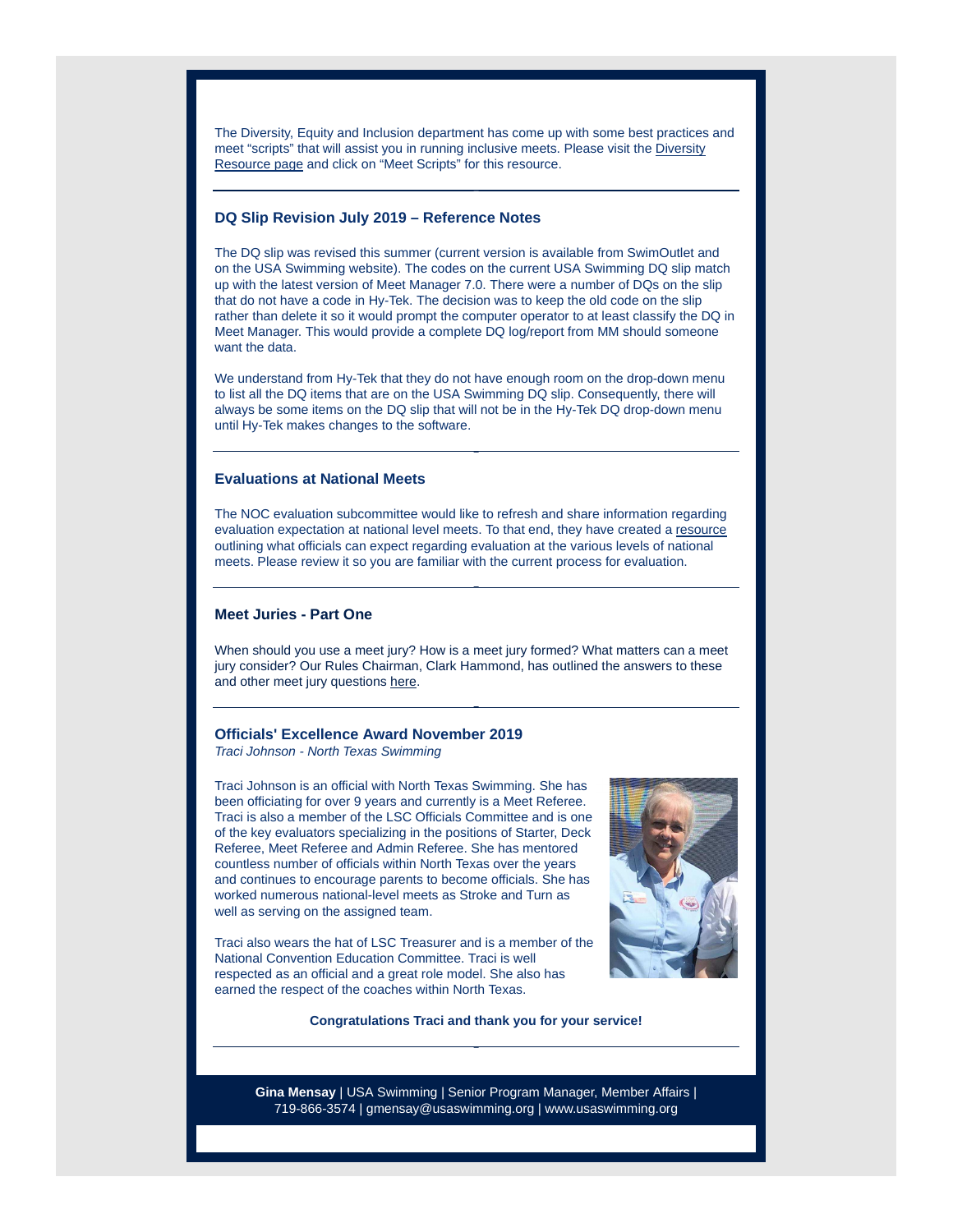The Diversity, Equity and Inclusion department has come up with some best practices and meet "scripts" that will assist you in running inclusive meets. Please visit the Diversity Resource page and click on "Meet Scripts" for this resource.

---

### DQ Slip Revision July 2019 – Reference Notes

The DQ slip was revised this summer (current version is available from SwimOutlet and on the USA Swimming website). The codes on the current USA Swimming DQ slip match up with the latest version of Meet Manager 7.0. There were a number of DQs on the slip that do not have a code in Hy-Tek. The decision was to keep the old code on the slip rather than delete it so it would prompt the computer operator to at least classify the DQ in Meet Manager. This would provide a complete DQ log/report from MM should someone want the data.

We understand from Hy-Tek that they do not have enough room on the drop-down menu to list all the DQ items that are on the USA Swimming DQ slip. Consequently, there will always be some items on the DQ slip that will not be in the Hy-Tek DQ drop-down menu until Hy-Tek makes changes to the software.

---

### Evaluations at National Meets

The NOC evaluation subcommittee would like to refresh and share information regarding evaluation expectation at national level meets. To that end, they have created a resource outlining what officials can expect regarding evaluation at the various levels of national meets. Please review it so you are familiar with the current process for evaluation.

---

### Meet Juries - Part One

When should you use a meet jury? How is a meet jury formed? What matters can a meet jury consider? Our Rules Chairman, Clark Hammond, has outlined the answers to these and other meet jury questions here.

---

### Officials' Excellence Award November 2019

*Traci Johnson - North Texas Swimming*

Traci Johnson is an official with North Texas Swimming. She has been officiating for over 9 years and currently is a Meet Referee. Traci is also a member of the LSC Officials Committee and is one of the key evaluators specializing in the positions of Starter, Deck Referee, Meet Referee and Admin Referee. She has mentored countless number of officials within North Texas over the years and continues to encourage parents to become officials. She has worked numerous national-level meets as Stroke and Turn as well as serving on the assigned team.

Traci also wears the hat of LSC Treasurer and is a member of the National Convention Education Committee. Traci is well respected as an official and a great role model. She also has earned the respect of the coaches within North Texas.

**Congratulations Traci and thank you for your service!**

---

**Gina Mensay** | USA Swimming | Senior Program Manager, Member Affairs | 719-866-3574 | gmensay@usaswimming.org | www.usaswimming.org